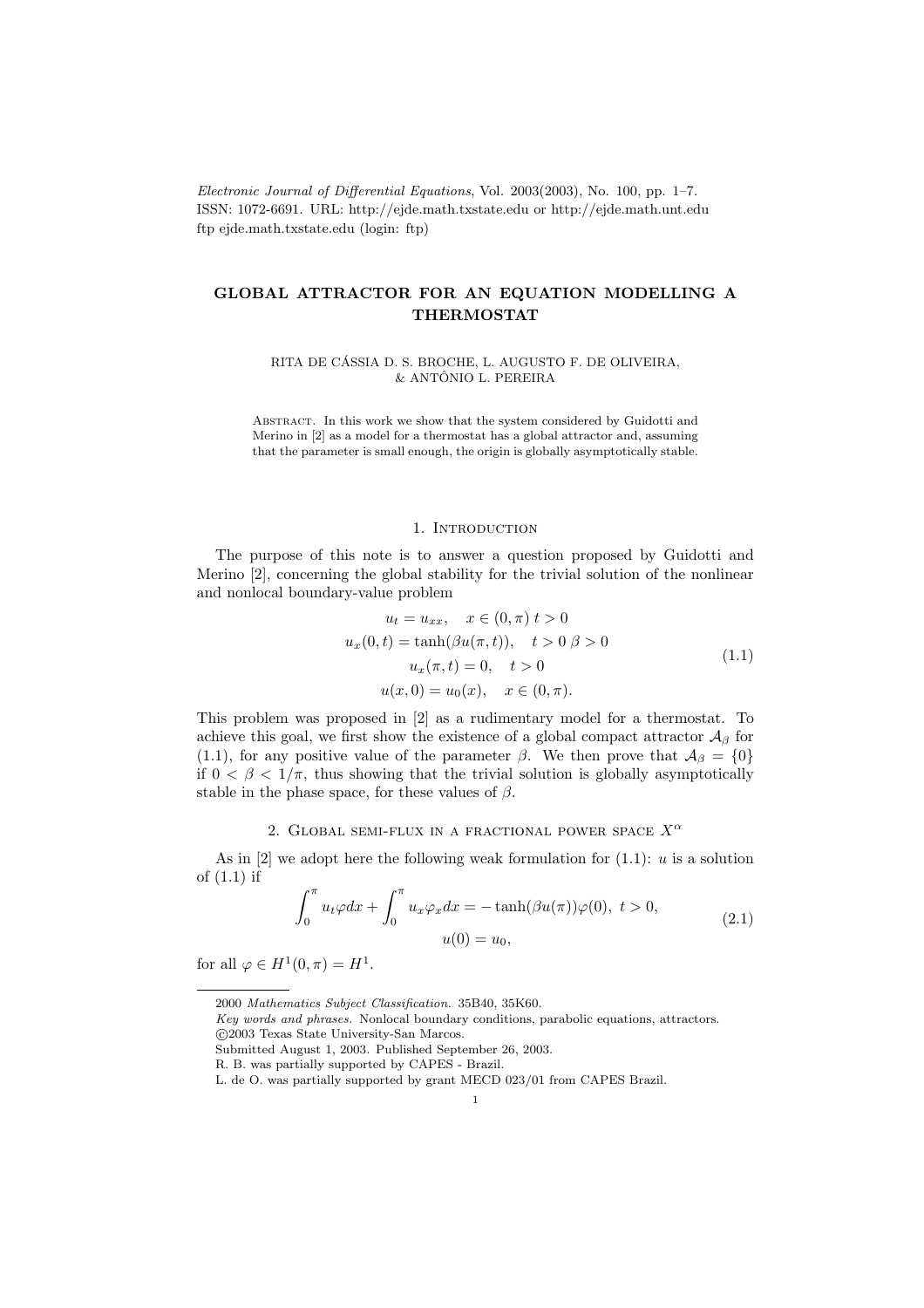*Electronic Journal of Differential Equations*, Vol. 2003(2003), No. 100, pp. 1–7.
ISSN: 1072-6691. URL: http://ejde.math.txstate.edu or http://ejde.math.unt.edu
ftp ejde.math.txstate.edu (login: ftp)

# GLOBAL ATTRACTOR FOR AN EQUATION MODELLING A THERMOSTAT

RITA DE CÁSSIA D. S. BROCHE, L. AUGUSTO F. DE OLIVEIRA, & ANTÔNIO L. PEREIRA

Abstract. In this work we show that the system considered by Guidotti and Merino in [2] as a model for a thermostat has a global attractor and, assuming that the parameter is small enough, the origin is globally asymptotically stable.

## 1. Introduction

The purpose of this note is to answer a question proposed by Guidotti and Merino [2], concerning the global stability for the trivial solution of the nonlinear and nonlocal boundary-value problem

$$
\begin{gathered}
u_t = u_{xx}, \quad x \in (0, \pi)\ t > 0 \\
u_x(0,t) = \tanh(\beta u(\pi,t)), \quad t > 0\ \beta > 0 \\
u_x(\pi,t) = 0, \quad t > 0 \\
u(x,0) = u_0(x), \quad x \in (0,\pi).
\end{gathered}
\tag{1.1}
$$

This problem was proposed in [2] as a rudimentary model for a thermostat. To achieve this goal, we first show the existence of a global compact attractor $\mathcal{A}_\beta$ for (1.1), for any positive value of the parameter $\beta$. We then prove that $\mathcal{A}_\beta = \{0\}$ if $0 < \beta < 1/\pi$, thus showing that the trivial solution is globally asymptotically stable in the phase space, for these values of $\beta$.

## 2. Global semi-flux in a fractional power space $X^\alpha$

As in [2] we adopt here the following weak formulation for (1.1): $u$ is a solution of (1.1) if

$$
\begin{gathered}
\int_0^\pi u_t \varphi dx + \int_0^\pi u_x \varphi_x dx = -\tanh(\beta u(\pi))\varphi(0),\ t > 0, \\
u(0) = u_0,
\end{gathered}
\tag{2.1}
$$

for all $\varphi \in H^1(0,\pi) = H^1$.

---

2000 *Mathematics Subject Classification.* 35B40, 35K60.

*Key words and phrases.* Nonlocal boundary conditions, parabolic equations, attractors.

©2003 Texas State University-San Marcos.

Submitted August 1, 2003. Published September 26, 2003.

R. B. was partially supported by CAPES - Brazil.

L. de O. was partially supported by grant MECD 023/01 from CAPES Brazil.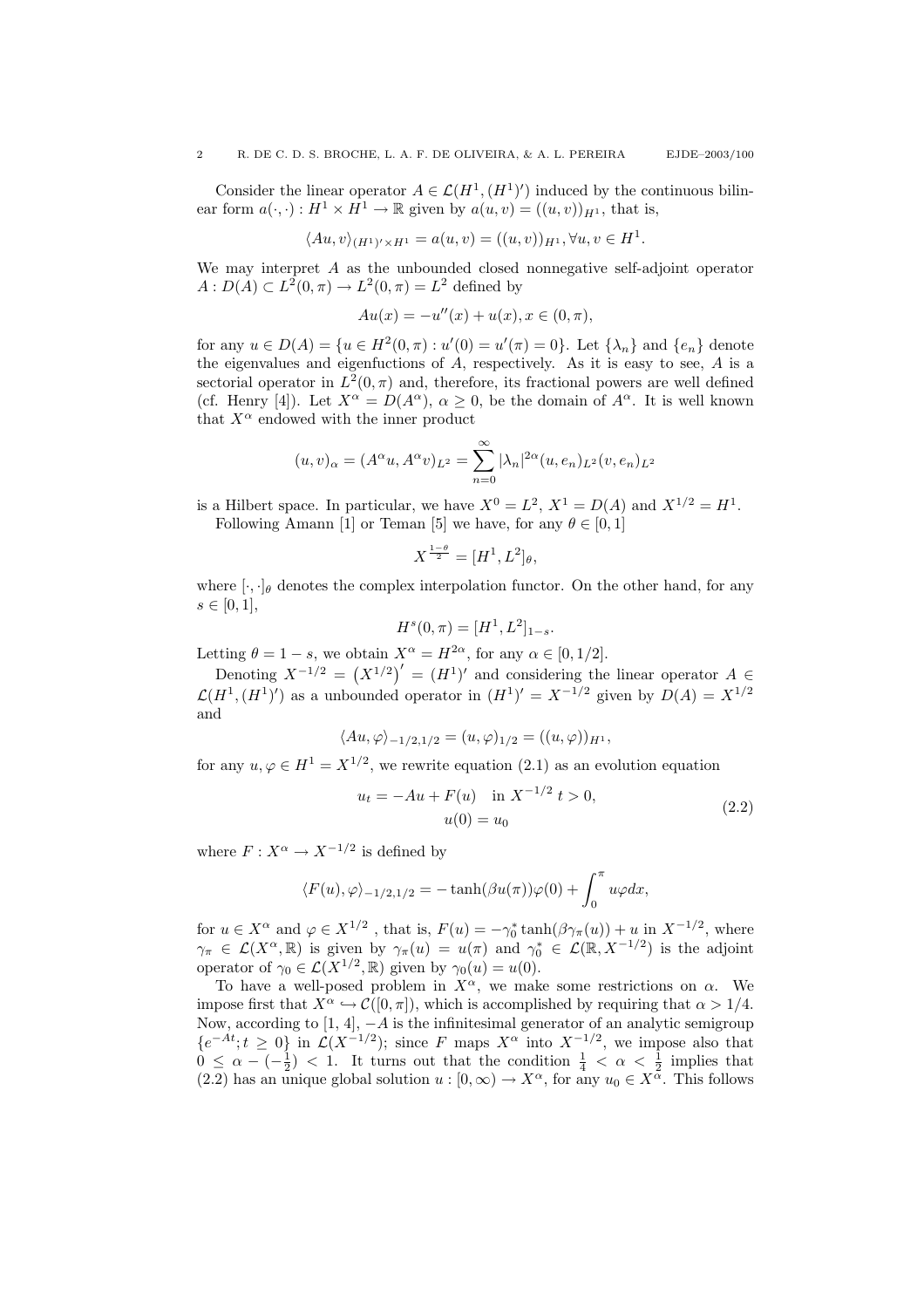Consider the linear operator $A \in \mathcal{L}(H^1, (H^1)')$ induced by the continuous bilinear form $a(\cdot,\cdot) : H^1 \times H^1 \to \mathbb{R}$ given by $a(u,v) = ((u,v))_{H^1}$, that is,

$$\langle Au, v\rangle_{(H^1)' \times H^1} = a(u,v) = ((u,v))_{H^1}, \forall u, v \in H^1.$$

We may interpret $A$ as the unbounded closed nonnegative self-adjoint operator $A : D(A) \subset L^2(0,\pi) \to L^2(0,\pi) = L^2$ defined by

$$Au(x) = -u''(x) + u(x), x \in (0,\pi),$$

for any $u \in D(A) = \{u \in H^2(0,\pi) : u'(0) = u'(\pi) = 0\}$. Let $\{\lambda_n\}$ and $\{e_n\}$ denote the eigenvalues and eigenfuctions of $A$, respectively. As it is easy to see, $A$ is a sectorial operator in $L^2(0,\pi)$ and, therefore, its fractional powers are well defined (cf. Henry [4]). Let $X^\alpha = D(A^\alpha)$, $\alpha \geq 0$, be the domain of $A^\alpha$. It is well known that $X^\alpha$ endowed with the inner product

$$(u,v)_\alpha = (A^\alpha u, A^\alpha v)_{L^2} = \sum_{n=0}^{\infty} |\lambda_n|^{2\alpha} (u, e_n)_{L^2} (v, e_n)_{L^2}$$

is a Hilbert space. In particular, we have $X^0 = L^2$, $X^1 = D(A)$ and $X^{1/2} = H^1$.

Following Amann [1] or Teman [5] we have, for any $\theta \in [0,1]$

$$X^{\frac{1-\theta}{2}} = [H^1, L^2]_\theta,$$

where $[\cdot,\cdot]_\theta$ denotes the complex interpolation functor. On the other hand, for any $s \in [0,1]$,

$$H^s(0,\pi) = [H^1, L^2]_{1-s}.$$

Letting $\theta = 1 - s$, we obtain $X^\alpha = H^{2\alpha}$, for any $\alpha \in [0, 1/2]$.

Denoting $X^{-1/2} = \left(X^{1/2}\right)' = (H^1)'$ and considering the linear operator $A \in \mathcal{L}(H^1, (H^1)')$ as a unbounded operator in $(H^1)' = X^{-1/2}$ given by $D(A) = X^{1/2}$ and

$$\langle Au, \varphi\rangle_{-1/2,1/2} = (u,\varphi)_{1/2} = ((u,\varphi))_{H^1},$$

for any $u, \varphi \in H^1 = X^{1/2}$, we rewrite equation (2.1) as an evolution equation

$$\begin{gathered} u_t = -Au + F(u) \quad \text{in } X^{-1/2}\ t > 0, \\ u(0) = u_0 \end{gathered} \tag{2.2}$$

where $F : X^\alpha \to X^{-1/2}$ is defined by

$$\langle F(u), \varphi\rangle_{-1/2,1/2} = -\tanh(\beta u(\pi))\varphi(0) + \int_0^\pi u\varphi dx,$$

for $u \in X^\alpha$ and $\varphi \in X^{1/2}$ , that is, $F(u) = -\gamma_0^* \tanh(\beta\gamma_\pi(u)) + u$ in $X^{-1/2}$, where $\gamma_\pi \in \mathcal{L}(X^\alpha, \mathbb{R})$ is given by $\gamma_\pi(u) = u(\pi)$ and $\gamma_0^* \in \mathcal{L}(\mathbb{R}, X^{-1/2})$ is the adjoint operator of $\gamma_0 \in \mathcal{L}(X^{1/2}, \mathbb{R})$ given by $\gamma_0(u) = u(0)$.

To have a well-posed problem in $X^\alpha$, we make some restrictions on $\alpha$. We impose first that $X^\alpha \hookrightarrow \mathcal{C}([0,\pi])$, which is accomplished by requiring that $\alpha > 1/4$. Now, according to [1, 4], $-A$ is the infinitesimal generator of an analytic semigroup $\{e^{-At}; t \geq 0\}$ in $\mathcal{L}(X^{-1/2})$; since $F$ maps $X^\alpha$ into $X^{-1/2}$, we impose also that $0 \leq \alpha - (-\frac{1}{2}) < 1$. It turns out that the condition $\frac{1}{4} < \alpha < \frac{1}{2}$ implies that (2.2) has an unique global solution $u : [0,\infty) \to X^\alpha$, for any $u_0 \in X^\alpha$. This follows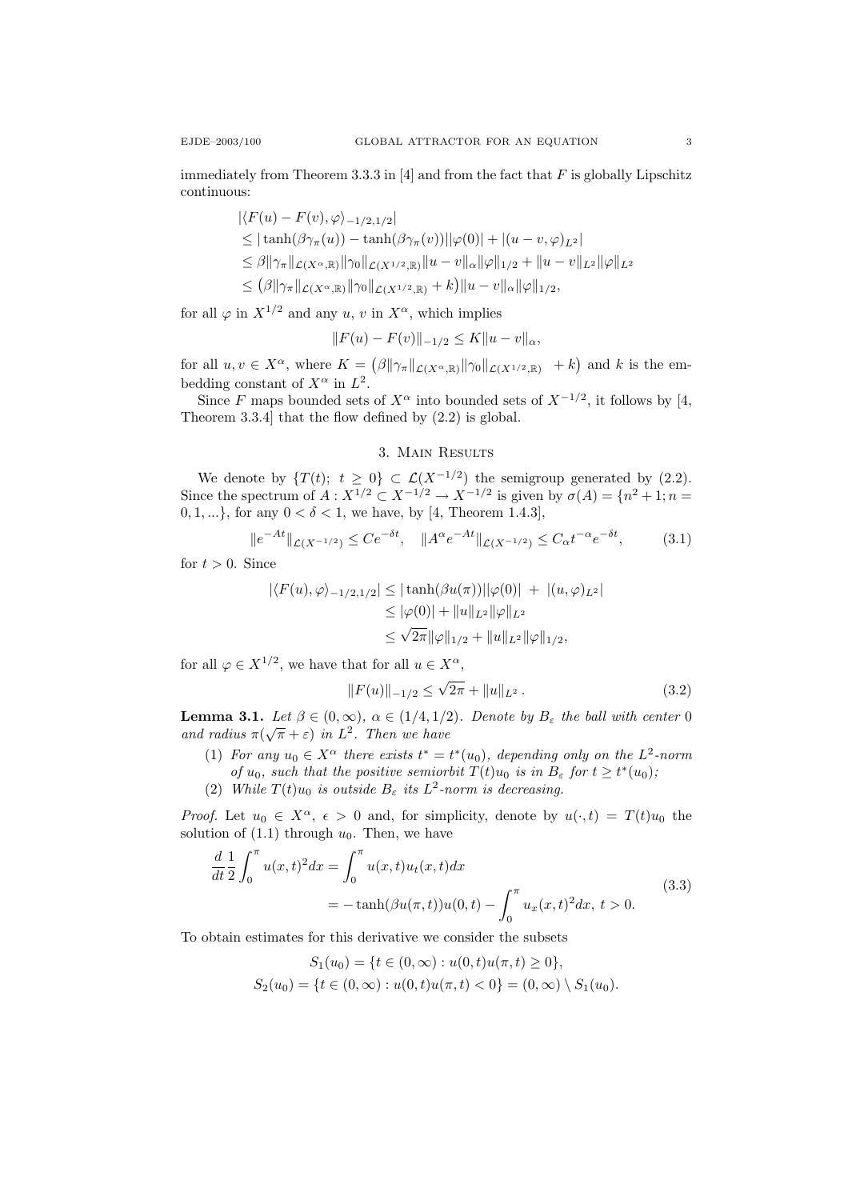immediately from Theorem 3.3.3 in [4] and from the fact that $F$ is globally Lipschitz continuous:

$$
\begin{aligned}
&|\langle F(u) - F(v), \varphi\rangle_{-1/2,1/2}| \\
&\leq |\tanh(\beta\gamma_\pi(u)) - \tanh(\beta\gamma_\pi(v))||\varphi(0)| + |(u-v,\varphi)_{L^2}| \\
&\leq \beta\|\gamma_\pi\|_{\mathcal{L}(X^\alpha,\mathbb{R})}\|\gamma_0\|_{\mathcal{L}(X^{1/2},\mathbb{R})}\|u-v\|_\alpha\|\varphi\|_{1/2} + \|u-v\|_{L^2}\|\varphi\|_{L^2} \\
&\leq \big(\beta\|\gamma_\pi\|_{\mathcal{L}(X^\alpha,\mathbb{R})}\|\gamma_0\|_{\mathcal{L}(X^{1/2},\mathbb{R})} + k\big)\|u-v\|_\alpha\|\varphi\|_{1/2},
\end{aligned}
$$

for all $\varphi$ in $X^{1/2}$ and any $u$, $v$ in $X^\alpha$, which implies

$$
\|F(u) - F(v)\|_{-1/2} \leq K\|u-v\|_\alpha,
$$

for all $u, v \in X^\alpha$, where $K = \big(\beta\|\gamma_\pi\|_{\mathcal{L}(X^\alpha,\mathbb{R})}\|\gamma_0\|_{\mathcal{L}(X^{1/2},\mathbb{R})} + k\big)$ and $k$ is the embedding constant of $X^\alpha$ in $L^2$.

Since $F$ maps bounded sets of $X^\alpha$ into bounded sets of $X^{-1/2}$, it follows by [4, Theorem 3.3.4] that the flow defined by (2.2) is global.

## 3. Main Results

We denote by $\{T(t);\ t \geq 0\} \subset \mathcal{L}(X^{-1/2})$ the semigroup generated by (2.2). Since the spectrum of $A : X^{1/2} \subset X^{-1/2} \to X^{-1/2}$ is given by $\sigma(A) = \{n^2+1; n = 0, 1, ...\}$, for any $0 < \delta < 1$, we have, by [4, Theorem 1.4.3],

$$
\|e^{-At}\|_{\mathcal{L}(X^{-1/2})} \leq Ce^{-\delta t}, \quad \|A^\alpha e^{-At}\|_{\mathcal{L}(X^{-1/2})} \leq C_\alpha t^{-\alpha}e^{-\delta t}, \tag{3.1}
$$

for $t > 0$. Since

$$
\begin{aligned}
|\langle F(u), \varphi\rangle_{-1/2,1/2}| &\leq |\tanh(\beta u(\pi))||\varphi(0)| \ + \ |(u,\varphi)_{L^2}| \\
&\leq |\varphi(0)| + \|u\|_{L^2}\|\varphi\|_{L^2} \\
&\leq \sqrt{2\pi}\|\varphi\|_{1/2} + \|u\|_{L^2}\|\varphi\|_{1/2},
\end{aligned}
$$

for all $\varphi \in X^{1/2}$, we have that for all $u \in X^\alpha$,

$$
\|F(u)\|_{-1/2} \leq \sqrt{2\pi} + \|u\|_{L^2}\,. \tag{3.2}
$$

**Lemma 3.1.** *Let $\beta \in (0,\infty)$, $\alpha \in (1/4, 1/2)$. Denote by $B_\varepsilon$ the ball with center 0 and radius $\pi(\sqrt{\pi}+\varepsilon)$ in $L^2$. Then we have*

1. *For any $u_0 \in X^\alpha$ there exists $t^* = t^*(u_0)$, depending only on the $L^2$-norm of $u_0$, such that the positive semiorbit $T(t)u_0$ is in $B_\varepsilon$ for $t \geq t^*(u_0)$;*
2. *While $T(t)u_0$ is outside $B_\varepsilon$ its $L^2$-norm is decreasing.*

*Proof.* Let $u_0 \in X^\alpha$, $\epsilon > 0$ and, for simplicity, denote by $u(\cdot, t) = T(t)u_0$ the solution of (1.1) through $u_0$. Then, we have

$$
\begin{aligned}
\frac{d}{dt}\frac{1}{2}\int_0^\pi u(x,t)^2dx &= \int_0^\pi u(x,t)u_t(x,t)dx \\
&= -\tanh(\beta u(\pi,t))u(0,t) - \int_0^\pi u_x(x,t)^2dx,\ t>0.
\end{aligned}
\tag{3.3}
$$

To obtain estimates for this derivative we consider the subsets

$$
\begin{aligned}
S_1(u_0) &= \{t \in (0,\infty) : u(0,t)u(\pi,t) \geq 0\}, \\
S_2(u_0) &= \{t \in (0,\infty) : u(0,t)u(\pi,t) < 0\} = (0,\infty) \setminus S_1(u_0).
\end{aligned}
$$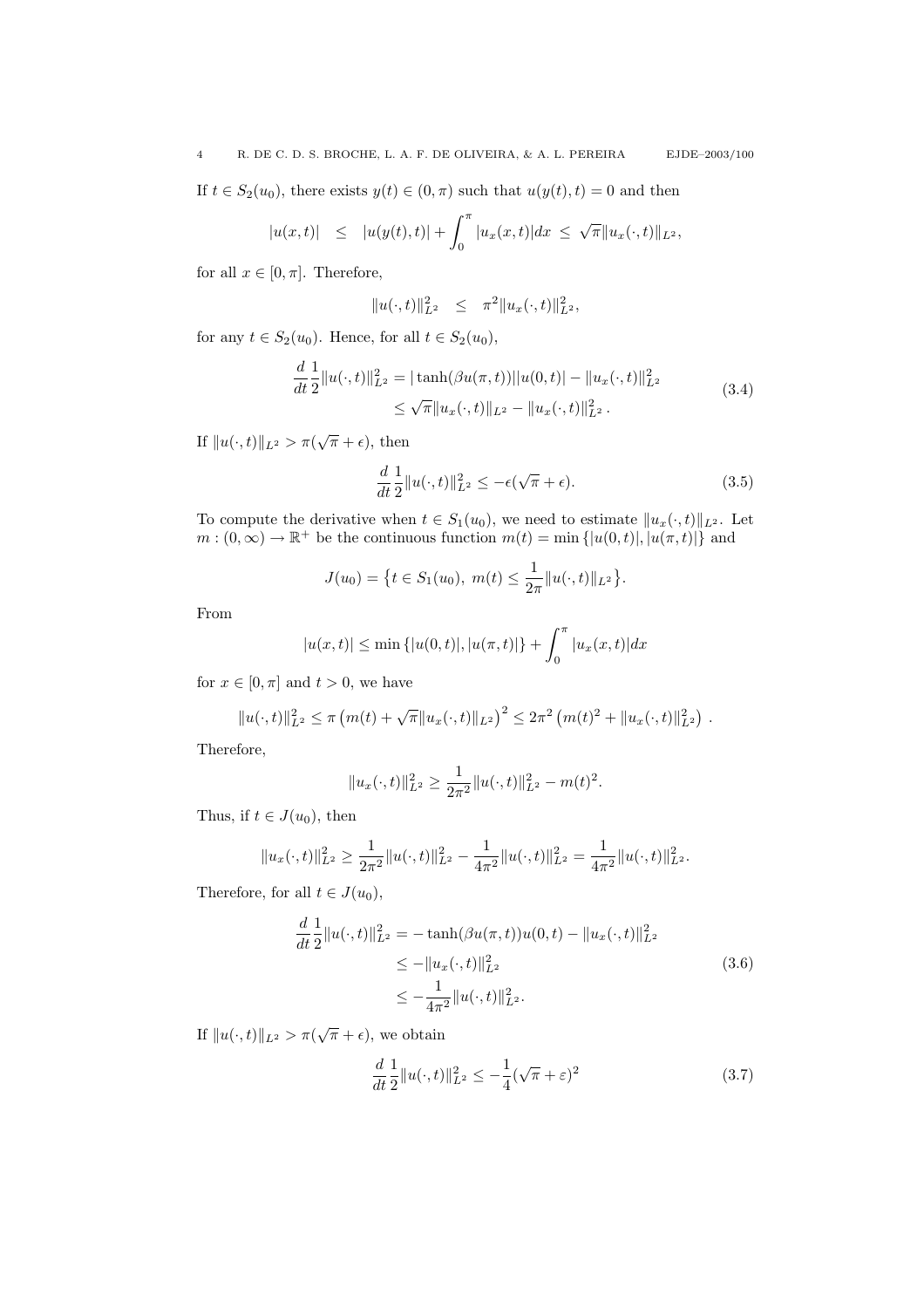If $t \in S_2(u_0)$, there exists $y(t) \in (0, \pi)$ such that $u(y(t), t) = 0$ and then

$$|u(x,t)| \leq |u(y(t),t)| + \int_0^\pi |u_x(x,t)| dx \leq \sqrt{\pi} \|u_x(\cdot,t)\|_{L^2},$$

for all $x \in [0, \pi]$. Therefore,

$$\|u(\cdot,t)\|_{L^2}^2 \leq \pi^2 \|u_x(\cdot,t)\|_{L^2}^2,$$

for any $t \in S_2(u_0)$. Hence, for all $t \in S_2(u_0)$,

$$\begin{aligned} \frac{d}{dt} \frac{1}{2} \|u(\cdot,t)\|_{L^2}^2 &= |\tanh(\beta u(\pi,t))| |u(0,t)| - \|u_x(\cdot,t)\|_{L^2}^2 \\ &\leq \sqrt{\pi} \|u_x(\cdot,t)\|_{L^2} - \|u_x(\cdot,t)\|_{L^2}^2 . \end{aligned} \tag{3.4}$$

If $\|u(\cdot,t)\|_{L^2} > \pi(\sqrt{\pi} + \epsilon)$, then

$$\frac{d}{dt} \frac{1}{2} \|u(\cdot,t)\|_{L^2}^2 \leq -\epsilon(\sqrt{\pi} + \epsilon). \tag{3.5}$$

To compute the derivative when $t \in S_1(u_0)$, we need to estimate $\|u_x(\cdot,t)\|_{L^2}$. Let $m : (0, \infty) \to \mathbb{R}^+$ be the continuous function $m(t) = \min\{|u(0,t)|, |u(\pi,t)|\}$ and

$$J(u_0) = \{t \in S_1(u_0),\ m(t) \leq \frac{1}{2\pi} \|u(\cdot,t)\|_{L^2}\}.$$

From

$$|u(x,t)| \leq \min\{|u(0,t)|, |u(\pi,t)|\} + \int_0^\pi |u_x(x,t)| dx$$

for $x \in [0, \pi]$ and $t > 0$, we have

$$\|u(\cdot,t)\|_{L^2}^2 \leq \pi \left(m(t) + \sqrt{\pi} \|u_x(\cdot,t)\|_{L^2}\right)^2 \leq 2\pi^2 \left(m(t)^2 + \|u_x(\cdot,t)\|_{L^2}^2\right) .$$

Therefore,

$$\|u_x(\cdot,t)\|_{L^2}^2 \geq \frac{1}{2\pi^2} \|u(\cdot,t)\|_{L^2}^2 - m(t)^2.$$

Thus, if $t \in J(u_0)$, then

$$\|u_x(\cdot,t)\|_{L^2}^2 \geq \frac{1}{2\pi^2} \|u(\cdot,t)\|_{L^2}^2 - \frac{1}{4\pi^2} \|u(\cdot,t)\|_{L^2}^2 = \frac{1}{4\pi^2} \|u(\cdot,t)\|_{L^2}^2.$$

Therefore, for all $t \in J(u_0)$,

$$\begin{aligned} \frac{d}{dt} \frac{1}{2} \|u(\cdot,t)\|_{L^2}^2 &= -\tanh(\beta u(\pi,t)) u(0,t) - \|u_x(\cdot,t)\|_{L^2}^2 \\ &\leq -\|u_x(\cdot,t)\|_{L^2}^2 \\ &\leq -\frac{1}{4\pi^2} \|u(\cdot,t)\|_{L^2}^2. \end{aligned} \tag{3.6}$$

If $\|u(\cdot,t)\|_{L^2} > \pi(\sqrt{\pi} + \epsilon)$, we obtain

$$\frac{d}{dt} \frac{1}{2} \|u(\cdot,t)\|_{L^2}^2 \leq -\frac{1}{4}(\sqrt{\pi} + \varepsilon)^2 \tag{3.7}$$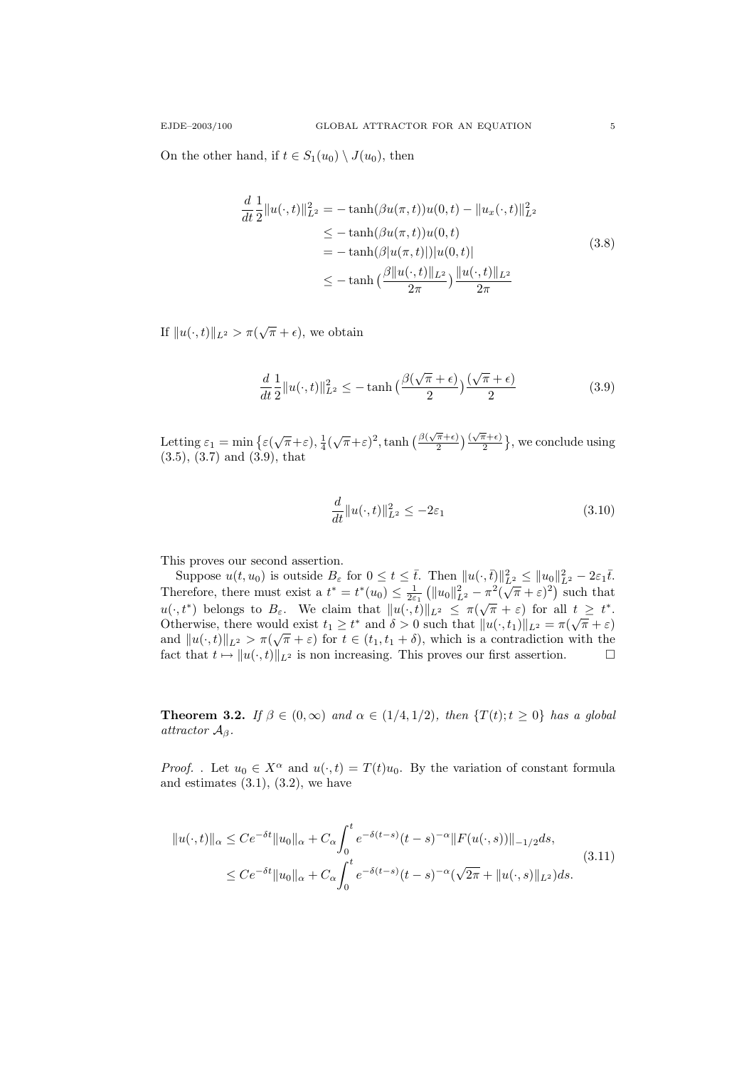On the other hand, if $t \in S_1(u_0) \setminus J(u_0)$, then

$$
\begin{aligned}
\frac{d}{dt}\frac{1}{2}\|u(\cdot,t)\|_{L^2}^2 &= -\tanh(\beta u(\pi,t))u(0,t) - \|u_x(\cdot,t)\|_{L^2}^2 \\
&\le -\tanh(\beta u(\pi,t))u(0,t) \\
&= -\tanh(\beta|u(\pi,t)|)|u(0,t)| \\
&\le -\tanh\big(\frac{\beta\|u(\cdot,t)\|_{L^2}}{2\pi}\big)\frac{\|u(\cdot,t)\|_{L^2}}{2\pi}
\end{aligned}
\tag{3.8}
$$

If $\|u(\cdot,t)\|_{L^2} > \pi(\sqrt{\pi}+\epsilon)$, we obtain

$$
\frac{d}{dt}\frac{1}{2}\|u(\cdot,t)\|_{L^2}^2 \le -\tanh\big(\frac{\beta(\sqrt{\pi}+\epsilon)}{2}\big)\frac{(\sqrt{\pi}+\epsilon)}{2}
\tag{3.9}
$$

Letting $\varepsilon_1 = \min\big\{\varepsilon(\sqrt{\pi}+\varepsilon), \frac{1}{4}(\sqrt{\pi}+\varepsilon)^2, \tanh\big(\frac{\beta(\sqrt{\pi}+\epsilon)}{2}\big)\frac{(\sqrt{\pi}+\epsilon)}{2}\big\}$, we conclude using (3.5), (3.7) and (3.9), that

$$
\frac{d}{dt}\|u(\cdot,t)\|_{L^2}^2 \le -2\varepsilon_1
\tag{3.10}
$$

This proves our second assertion.

Suppose $u(t,u_0)$ is outside $B_\varepsilon$ for $0 \le t \le \bar{t}$. Then $\|u(\cdot,\bar{t})\|_{L^2}^2 \le \|u_0\|_{L^2}^2 - 2\varepsilon_1\bar{t}$. Therefore, there must exist a $t^* = t^*(u_0) \le \frac{1}{2\varepsilon_1}\big(\|u_0\|_{L^2}^2 - \pi^2(\sqrt{\pi}+\varepsilon)^2\big)$ such that $u(\cdot,t^*)$ belongs to $B_\varepsilon$. We claim that $\|u(\cdot,t)\|_{L^2} \le \pi(\sqrt{\pi}+\varepsilon)$ for all $t \ge t^*$. Otherwise, there would exist $t_1 \ge t^*$ and $\delta > 0$ such that $\|u(\cdot,t_1)\|_{L^2} = \pi(\sqrt{\pi}+\varepsilon)$ and $\|u(\cdot,t)\|_{L^2} > \pi(\sqrt{\pi}+\varepsilon)$ for $t \in (t_1, t_1+\delta)$, which is a contradiction with the fact that $t \mapsto \|u(\cdot,t)\|_{L^2}$ is non increasing. This proves our first assertion. □

**Theorem 3.2.** *If $\beta \in (0,\infty)$ and $\alpha \in (1/4, 1/2)$, then $\{T(t); t \ge 0\}$ has a global attractor $\mathcal{A}_\beta$.*

*Proof.* . Let $u_0 \in X^\alpha$ and $u(\cdot,t) = T(t)u_0$. By the variation of constant formula and estimates (3.1), (3.2), we have

$$
\begin{aligned}
\|u(\cdot,t)\|_\alpha &\le Ce^{-\delta t}\|u_0\|_\alpha + C_\alpha\int_0^t e^{-\delta(t-s)}(t-s)^{-\alpha}\|F(u(\cdot,s))\|_{-1/2}ds, \\
&\le Ce^{-\delta t}\|u_0\|_\alpha + C_\alpha\int_0^t e^{-\delta(t-s)}(t-s)^{-\alpha}(\sqrt{2\pi} + \|u(\cdot,s)\|_{L^2})ds.
\end{aligned}
\tag{3.11}
$$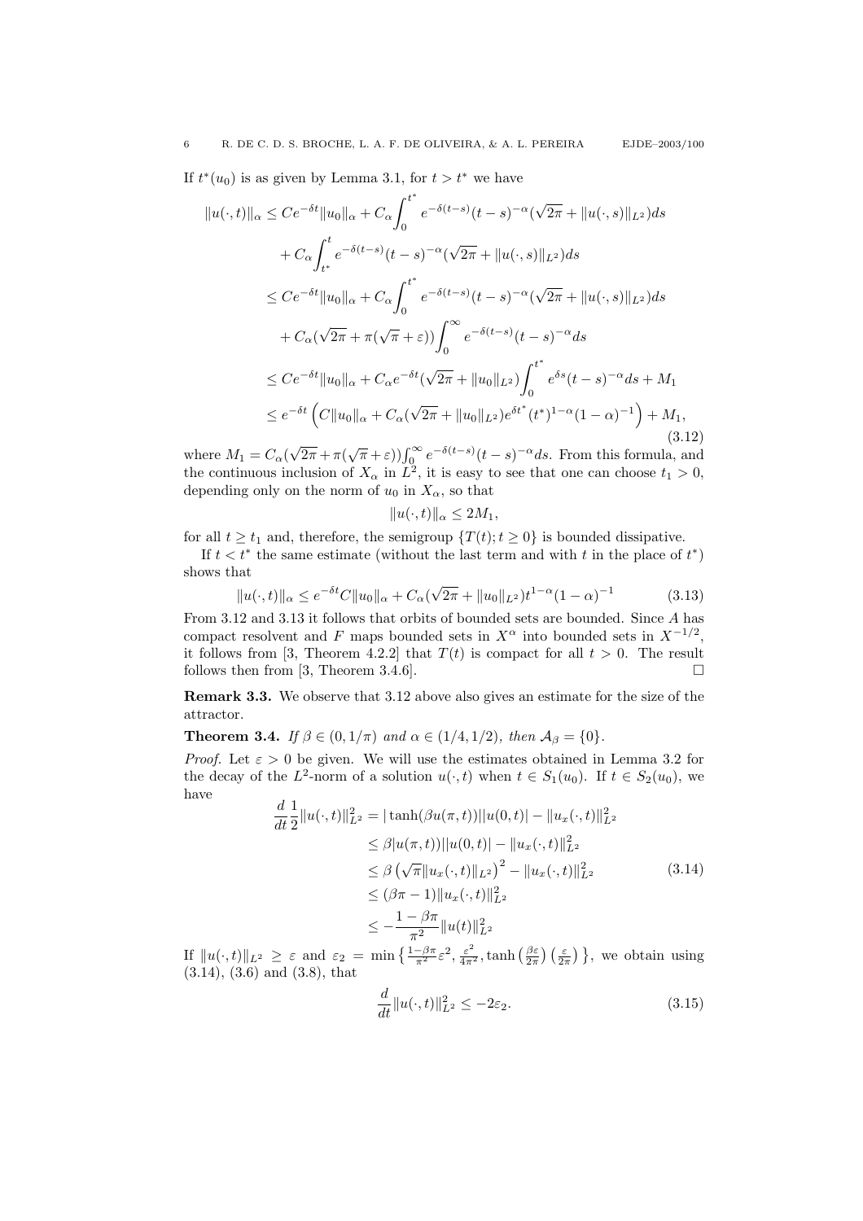If $t^*(u_0)$ is as given by Lemma 3.1, for $t > t^*$ we have

$$
\begin{aligned}
\|u(\cdot,t)\|_\alpha &\le Ce^{-\delta t}\|u_0\|_\alpha + C_\alpha\int_0^{t^*} e^{-\delta(t-s)}(t-s)^{-\alpha}(\sqrt{2\pi}+\|u(\cdot,s)\|_{L^2})ds \\
&\quad + C_\alpha\int_{t^*}^{t} e^{-\delta(t-s)}(t-s)^{-\alpha}(\sqrt{2\pi}+\|u(\cdot,s)\|_{L^2})ds \\
&\le Ce^{-\delta t}\|u_0\|_\alpha + C_\alpha\int_0^{t^*} e^{-\delta(t-s)}(t-s)^{-\alpha}(\sqrt{2\pi}+\|u(\cdot,s)\|_{L^2})ds \\
&\quad + C_\alpha(\sqrt{2\pi}+\pi(\sqrt{\pi}+\varepsilon))\int_0^{\infty} e^{-\delta(t-s)}(t-s)^{-\alpha}ds \\
&\le Ce^{-\delta t}\|u_0\|_\alpha + C_\alpha e^{-\delta t}(\sqrt{2\pi}+\|u_0\|_{L^2})\int_0^{t^*} e^{\delta s}(t-s)^{-\alpha}ds + M_1 \\
&\le e^{-\delta t}\Big(C\|u_0\|_\alpha + C_\alpha(\sqrt{2\pi}+\|u_0\|_{L^2})e^{\delta t^*}(t^*)^{1-\alpha}(1-\alpha)^{-1}\Big) + M_1,
\end{aligned} \tag{3.12}
$$

where $M_1 = C_\alpha(\sqrt{2\pi}+\pi(\sqrt{\pi}+\varepsilon))\int_0^\infty e^{-\delta(t-s)}(t-s)^{-\alpha}ds$. From this formula, and the continuous inclusion of $X_\alpha$ in $L^2$, it is easy to see that one can choose $t_1 > 0$, depending only on the norm of $u_0$ in $X_\alpha$, so that

$$\|u(\cdot,t)\|_\alpha \le 2M_1,$$

for all $t \ge t_1$ and, therefore, the semigroup $\{T(t); t \ge 0\}$ is bounded dissipative.

If $t < t^*$ the same estimate (without the last term and with $t$ in the place of $t^*$) shows that

$$\|u(\cdot,t)\|_\alpha \le e^{-\delta t}C\|u_0\|_\alpha + C_\alpha(\sqrt{2\pi}+\|u_0\|_{L^2})t^{1-\alpha}(1-\alpha)^{-1} \tag{3.13}$$

From 3.12 and 3.13 it follows that orbits of bounded sets are bounded. Since $A$ has compact resolvent and $F$ maps bounded sets in $X^\alpha$ into bounded sets in $X^{-1/2}$, it follows from [3, Theorem 4.2.2] that $T(t)$ is compact for all $t > 0$. The result follows then from [3, Theorem 3.4.6]. $\square$

**Remark 3.3.** We observe that 3.12 above also gives an estimate for the size of the attractor.

**Theorem 3.4.** *If $\beta \in (0, 1/\pi)$ and $\alpha \in (1/4, 1/2)$, then $\mathcal{A}_\beta = \{0\}$.*

*Proof.* Let $\varepsilon > 0$ be given. We will use the estimates obtained in Lemma 3.2 for the decay of the $L^2$-norm of a solution $u(\cdot,t)$ when $t \in S_1(u_0)$. If $t \in S_2(u_0)$, we have

$$
\begin{aligned}
\frac{d}{dt}\frac{1}{2}\|u(\cdot,t)\|_{L^2}^2 &= |\tanh(\beta u(\pi,t))||u(0,t)| - \|u_x(\cdot,t)\|_{L^2}^2 \\
&\le \beta|u(\pi,t))||u(0,t)| - \|u_x(\cdot,t)\|_{L^2}^2 \\
&\le \beta\left(\sqrt{\pi}\|u_x(\cdot,t)\|_{L^2}\right)^2 - \|u_x(\cdot,t)\|_{L^2}^2 \\
&\le (\beta\pi - 1)\|u_x(\cdot,t)\|_{L^2}^2 \\
&\le -\frac{1-\beta\pi}{\pi^2}\|u(t)\|_{L^2}^2
\end{aligned} \tag{3.14}
$$

If $\|u(\cdot,t)\|_{L^2} \ge \varepsilon$ and $\varepsilon_2 = \min\left\{\frac{1-\beta\pi}{\pi^2}\varepsilon^2, \frac{\varepsilon^2}{4\pi^2}, \tanh\left(\frac{\beta\varepsilon}{2\pi}\right)\left(\frac{\varepsilon}{2\pi}\right)\right\}$, we obtain using (3.14), (3.6) and (3.8), that

$$\frac{d}{dt}\|u(\cdot,t)\|_{L^2}^2 \le -2\varepsilon_2. \tag{3.15}$$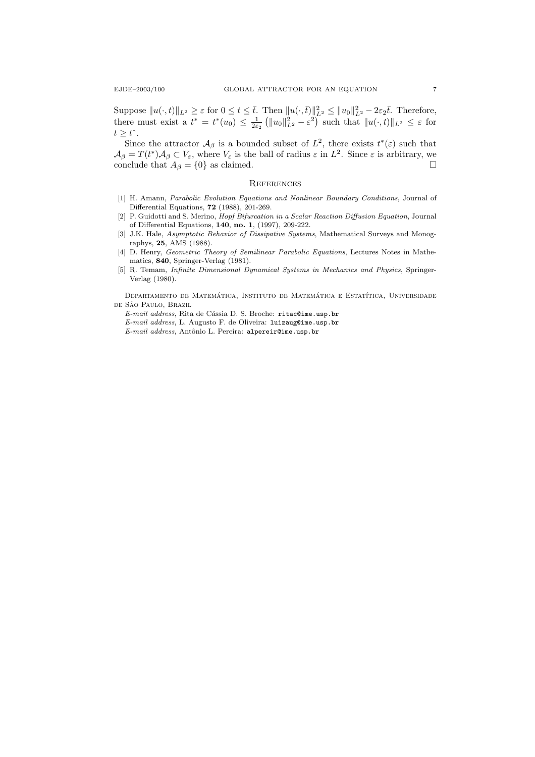Suppose $\|u(\cdot,t)\|_{L^2} \geq \varepsilon$ for $0 \leq t \leq \bar{t}$. Then $\|u(\cdot,\bar{t})\|_{L^2}^2 \leq \|u_0\|_{L^2}^2 - 2\varepsilon_2 \bar{t}$. Therefore, there must exist a $t^* = t^*(u_0) \leq \frac{1}{2\varepsilon_2}\left(\|u_0\|_{L^2}^2 - \varepsilon^2\right)$ such that $\|u(\cdot,t)\|_{L^2} \leq \varepsilon$ for $t \geq t^*$.

Since the attractor $\mathcal{A}_\beta$ is a bounded subset of $L^2$, there exists $t^*(\varepsilon)$ such that $\mathcal{A}_\beta = T(t^*)\mathcal{A}_\beta \subset V_\varepsilon$, where $V_\varepsilon$ is the ball of radius $\varepsilon$ in $L^2$. Since $\varepsilon$ is arbitrary, we conclude that $A_\beta = \{0\}$ as claimed. □

## References

[1] H. Amann, *Parabolic Evolution Equations and Nonlinear Boundary Conditions*, Journal of Differential Equations, **72** (1988), 201-269.

[2] P. Guidotti and S. Merino, *Hopf Bifurcation in a Scalar Reaction Diffusion Equation*, Journal of Differential Equations, **140**, **no. 1**, (1997), 209-222.

[3] J.K. Hale, *Asymptotic Behavior of Dissipative Systems*, Mathematical Surveys and Monographys, **25**, AMS (1988).

[4] D. Henry, *Geometric Theory of Semilinear Parabolic Equations*, Lectures Notes in Mathematics, **840**, Springer-Verlag (1981).

[5] R. Temam, *Infinite Dimensional Dynamical Systems in Mechanics and Physics*, Springer-Verlag (1980).

Departamento de Matemática, Instituto de Matemática e Estatítica, Universidade de São Paulo, Brazil

*E-mail address*, Rita de Cássia D. S. Broche: `ritac@ime.usp.br`

*E-mail address*, L. Augusto F. de Oliveira: `luizaug@ime.usp.br`

*E-mail address*, Antônio L. Pereira: `alpereir@ime.usp.br`